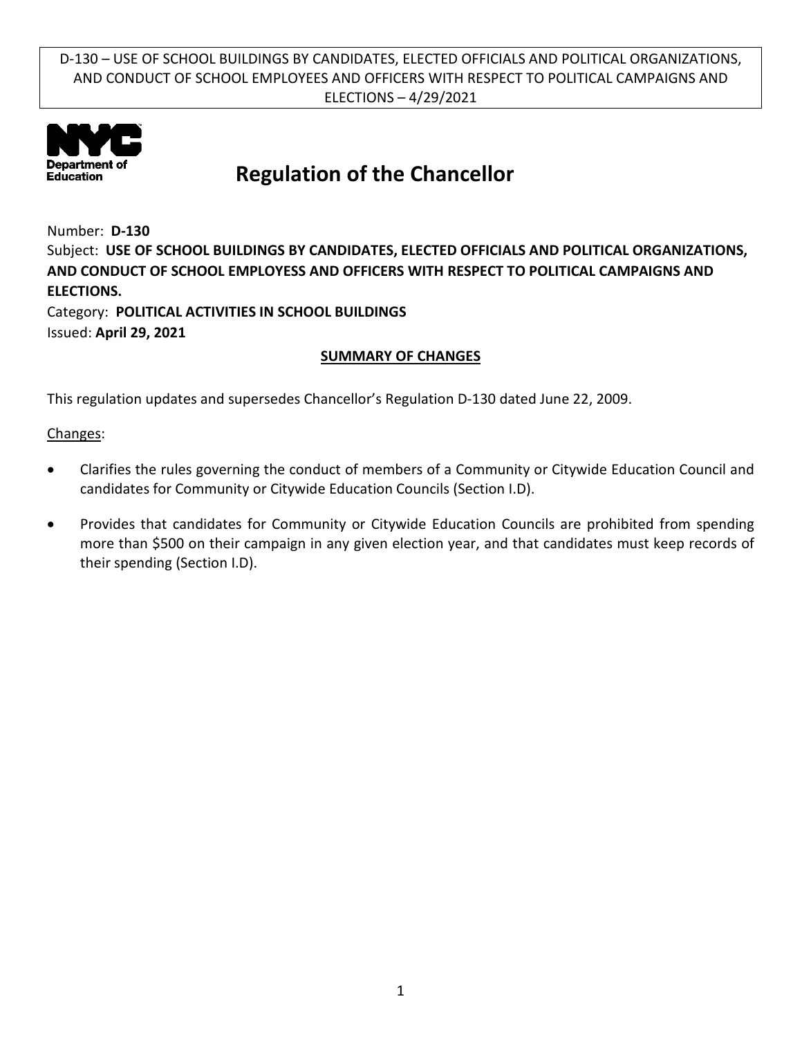# Regulation of the Chancellor

Number: **D-130**

Subject: **USE OF SCHOOL BUILDINGS BY CANDIDATES, ELECTED OFFICIALS AND POLITICAL ORGANIZATIONS, AND CONDUCT OF SCHOOL EMPLOYESS AND OFFICERS WITH RESPECT TO POLITICAL CAMPAIGNS AND ELECTIONS.**

Category: **POLITICAL ACTIVITIES IN SCHOOL BUILDINGS**

Issued: **April 29, 2021**

## SUMMARY OF CHANGES

This regulation updates and supersedes Chancellor's Regulation D-130 dated June 22, 2009.

Changes:

- Clarifies the rules governing the conduct of members of a Community or Citywide Education Council and candidates for Community or Citywide Education Councils (Section I.D).
- Provides that candidates for Community or Citywide Education Councils are prohibited from spending more than $500 on their campaign in any given election year, and that candidates must keep records of their spending (Section I.D).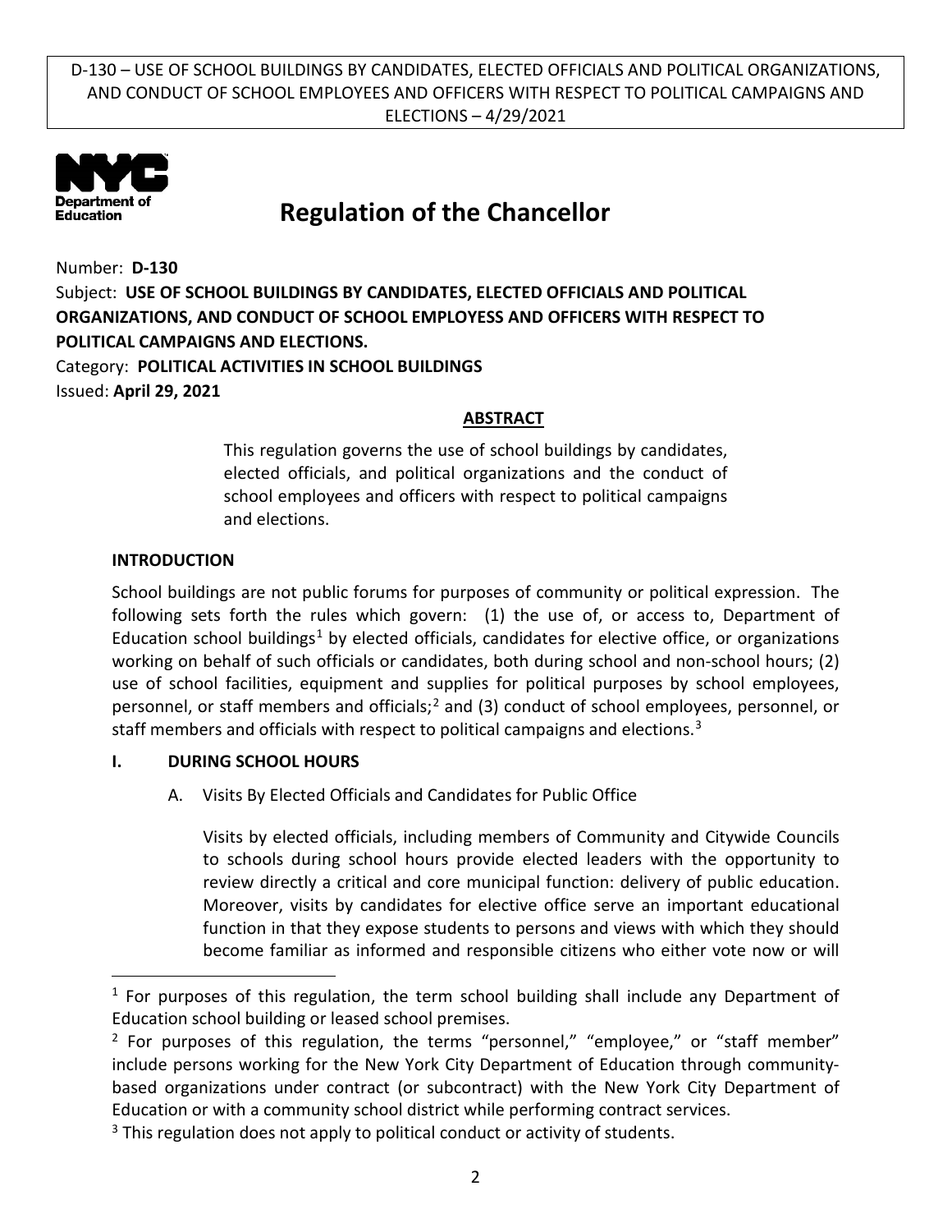# Regulation of the Chancellor

Number: **D-130**

Subject: **USE OF SCHOOL BUILDINGS BY CANDIDATES, ELECTED OFFICIALS AND POLITICAL ORGANIZATIONS, AND CONDUCT OF SCHOOL EMPLOYESS AND OFFICERS WITH RESPECT TO POLITICAL CAMPAIGNS AND ELECTIONS.**

Category: **POLITICAL ACTIVITIES IN SCHOOL BUILDINGS**

Issued: **April 29, 2021**

## ABSTRACT

This regulation governs the use of school buildings by candidates, elected officials, and political organizations and the conduct of school employees and officers with respect to political campaigns and elections.

### INTRODUCTION

School buildings are not public forums for purposes of community or political expression. The following sets forth the rules which govern: (1) the use of, or access to, Department of Education school buildings[1] by elected officials, candidates for elective office, or organizations working on behalf of such officials or candidates, both during school and non-school hours; (2) use of school facilities, equipment and supplies for political purposes by school employees, personnel, or staff members and officials;[2] and (3) conduct of school employees, personnel, or staff members and officials with respect to political campaigns and elections.[3]

### I. DURING SCHOOL HOURS

A. Visits By Elected Officials and Candidates for Public Office

Visits by elected officials, including members of Community and Citywide Councils to schools during school hours provide elected leaders with the opportunity to review directly a critical and core municipal function: delivery of public education. Moreover, visits by candidates for elective office serve an important educational function in that they expose students to persons and views with which they should become familiar as informed and responsible citizens who either vote now or will

---

[1] For purposes of this regulation, the term school building shall include any Department of Education school building or leased school premises.

[2] For purposes of this regulation, the terms "personnel," "employee," or "staff member" include persons working for the New York City Department of Education through community-based organizations under contract (or subcontract) with the New York City Department of Education or with a community school district while performing contract services.

[3] This regulation does not apply to political conduct or activity of students.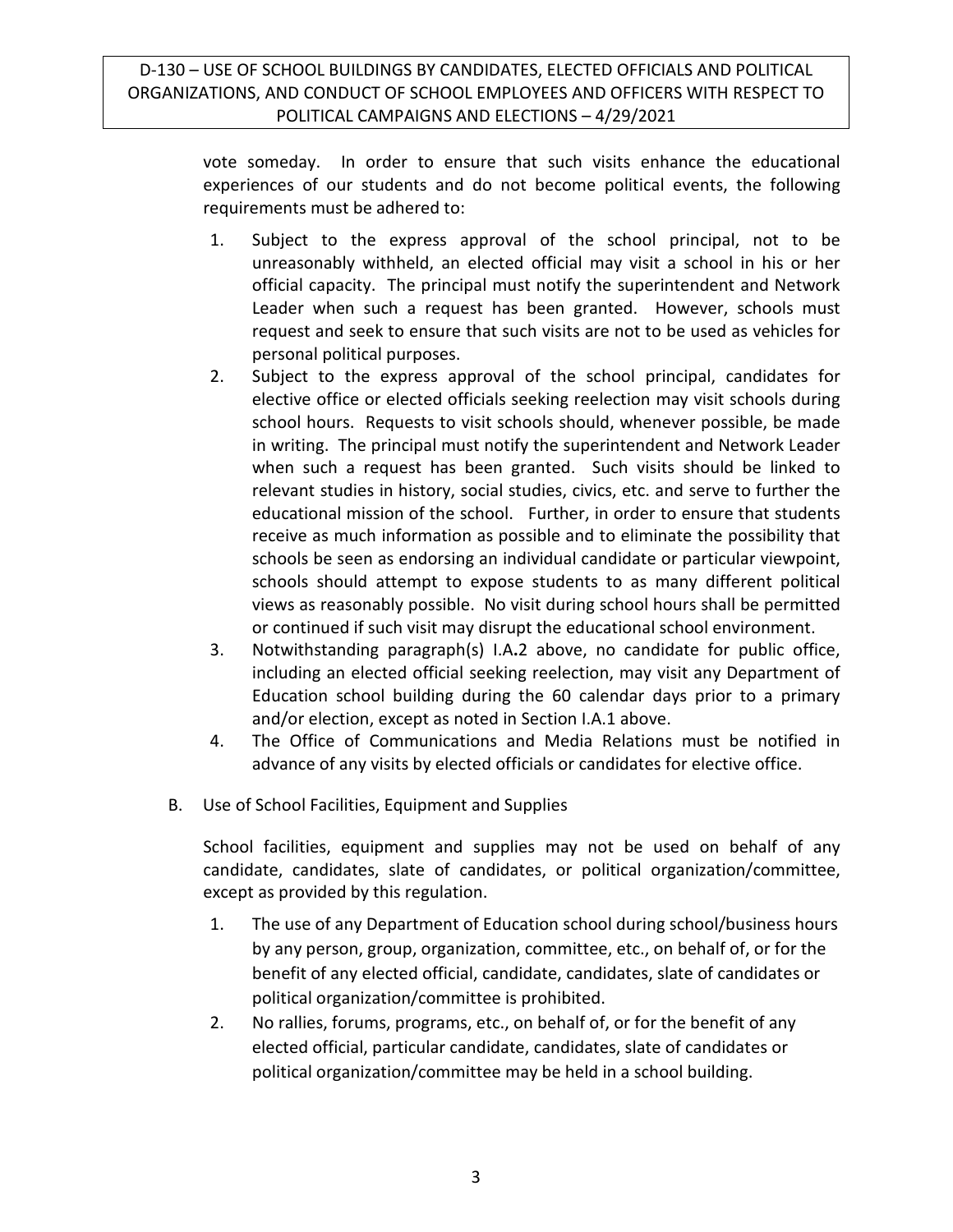vote someday. In order to ensure that such visits enhance the educational experiences of our students and do not become political events, the following requirements must be adhered to:

1. Subject to the express approval of the school principal, not to be unreasonably withheld, an elected official may visit a school in his or her official capacity. The principal must notify the superintendent and Network Leader when such a request has been granted. However, schools must request and seek to ensure that such visits are not to be used as vehicles for personal political purposes.
2. Subject to the express approval of the school principal, candidates for elective office or elected officials seeking reelection may visit schools during school hours. Requests to visit schools should, whenever possible, be made in writing. The principal must notify the superintendent and Network Leader when such a request has been granted. Such visits should be linked to relevant studies in history, social studies, civics, etc. and serve to further the educational mission of the school. Further, in order to ensure that students receive as much information as possible and to eliminate the possibility that schools be seen as endorsing an individual candidate or particular viewpoint, schools should attempt to expose students to as many different political views as reasonably possible. No visit during school hours shall be permitted or continued if such visit may disrupt the educational school environment.
3. Notwithstanding paragraph(s) I.A**.**2 above, no candidate for public office, including an elected official seeking reelection, may visit any Department of Education school building during the 60 calendar days prior to a primary and/or election, except as noted in Section I.A.1 above.
4. The Office of Communications and Media Relations must be notified in advance of any visits by elected officials or candidates for elective office.

B. Use of School Facilities, Equipment and Supplies

School facilities, equipment and supplies may not be used on behalf of any candidate, candidates, slate of candidates, or political organization/committee, except as provided by this regulation.

1. The use of any Department of Education school during school/business hours by any person, group, organization, committee, etc., on behalf of, or for the benefit of any elected official, candidate, candidates, slate of candidates or political organization/committee is prohibited.
2. No rallies, forums, programs, etc., on behalf of, or for the benefit of any elected official, particular candidate, candidates, slate of candidates or political organization/committee may be held in a school building.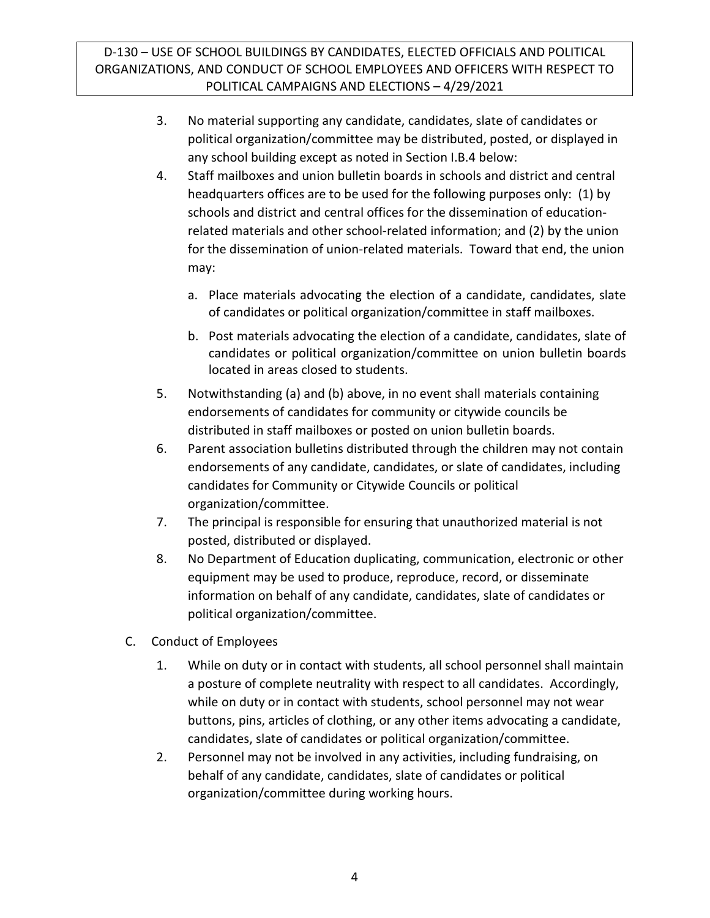3. No material supporting any candidate, candidates, slate of candidates or political organization/committee may be distributed, posted, or displayed in any school building except as noted in Section I.B.4 below:

4. Staff mailboxes and union bulletin boards in schools and district and central headquarters offices are to be used for the following purposes only: (1) by schools and district and central offices for the dissemination of education-related materials and other school-related information; and (2) by the union for the dissemination of union-related materials. Toward that end, the union may:

   a. Place materials advocating the election of a candidate, candidates, slate of candidates or political organization/committee in staff mailboxes.

   b. Post materials advocating the election of a candidate, candidates, slate of candidates or political organization/committee on union bulletin boards located in areas closed to students.

5. Notwithstanding (a) and (b) above, in no event shall materials containing endorsements of candidates for community or citywide councils be distributed in staff mailboxes or posted on union bulletin boards.

6. Parent association bulletins distributed through the children may not contain endorsements of any candidate, candidates, or slate of candidates, including candidates for Community or Citywide Councils or political organization/committee.

7. The principal is responsible for ensuring that unauthorized material is not posted, distributed or displayed.

8. No Department of Education duplicating, communication, electronic or other equipment may be used to produce, reproduce, record, or disseminate information on behalf of any candidate, candidates, slate of candidates or political organization/committee.

C. Conduct of Employees

1. While on duty or in contact with students, all school personnel shall maintain a posture of complete neutrality with respect to all candidates. Accordingly, while on duty or in contact with students, school personnel may not wear buttons, pins, articles of clothing, or any other items advocating a candidate, candidates, slate of candidates or political organization/committee.

2. Personnel may not be involved in any activities, including fundraising, on behalf of any candidate, candidates, slate of candidates or political organization/committee during working hours.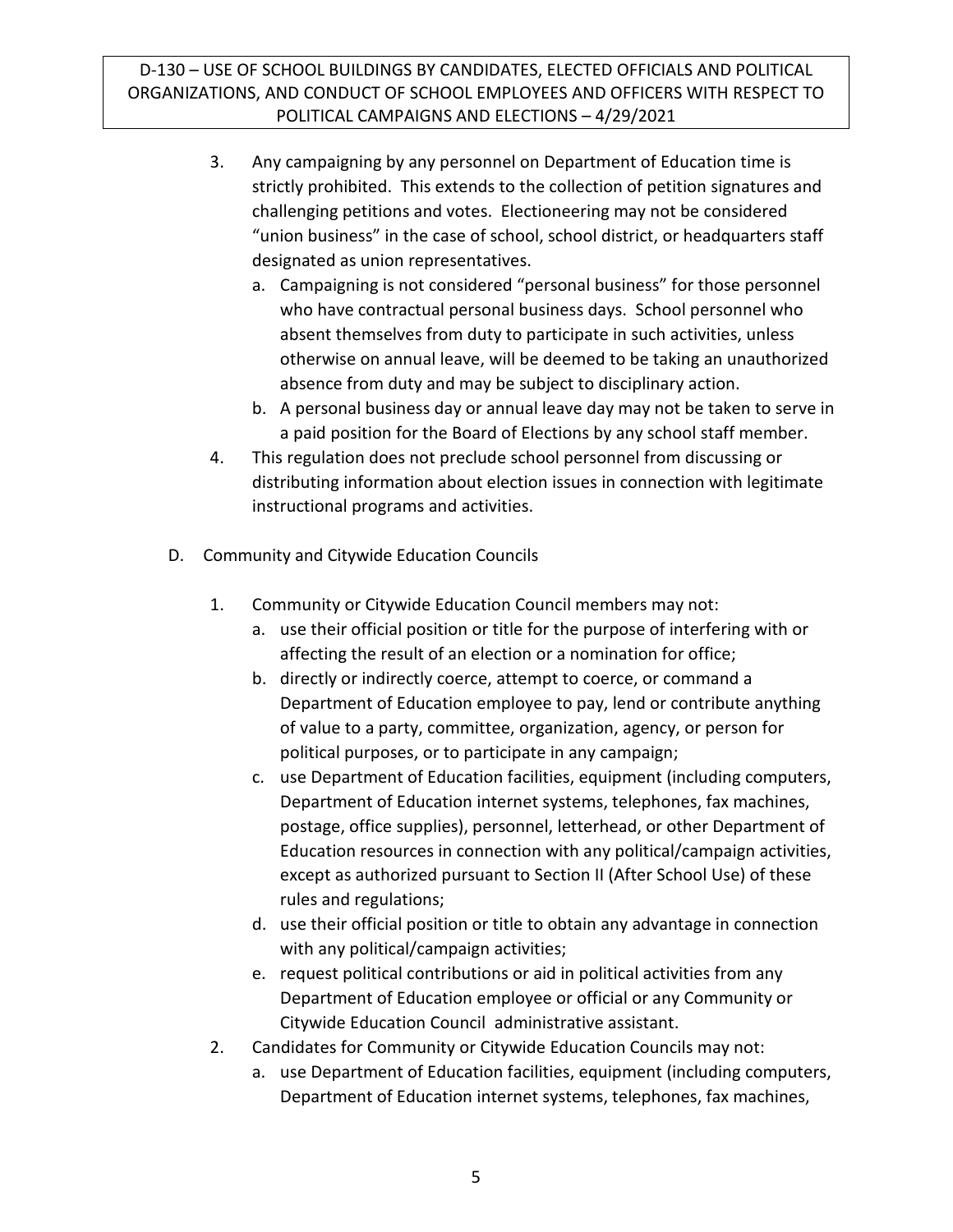3. Any campaigning by any personnel on Department of Education time is strictly prohibited. This extends to the collection of petition signatures and challenging petitions and votes. Electioneering may not be considered "union business" in the case of school, school district, or headquarters staff designated as union representatives.
   a. Campaigning is not considered "personal business" for those personnel who have contractual personal business days. School personnel who absent themselves from duty to participate in such activities, unless otherwise on annual leave, will be deemed to be taking an unauthorized absence from duty and may be subject to disciplinary action.
   b. A personal business day or annual leave day may not be taken to serve in a paid position for the Board of Elections by any school staff member.
4. This regulation does not preclude school personnel from discussing or distributing information about election issues in connection with legitimate instructional programs and activities.

D. Community and Citywide Education Councils

1. Community or Citywide Education Council members may not:
   a. use their official position or title for the purpose of interfering with or affecting the result of an election or a nomination for office;
   b. directly or indirectly coerce, attempt to coerce, or command a Department of Education employee to pay, lend or contribute anything of value to a party, committee, organization, agency, or person for political purposes, or to participate in any campaign;
   c. use Department of Education facilities, equipment (including computers, Department of Education internet systems, telephones, fax machines, postage, office supplies), personnel, letterhead, or other Department of Education resources in connection with any political/campaign activities, except as authorized pursuant to Section II (After School Use) of these rules and regulations;
   d. use their official position or title to obtain any advantage in connection with any political/campaign activities;
   e. request political contributions or aid in political activities from any Department of Education employee or official or any Community or Citywide Education Council administrative assistant.
2. Candidates for Community or Citywide Education Councils may not:
   a. use Department of Education facilities, equipment (including computers, Department of Education internet systems, telephones, fax machines,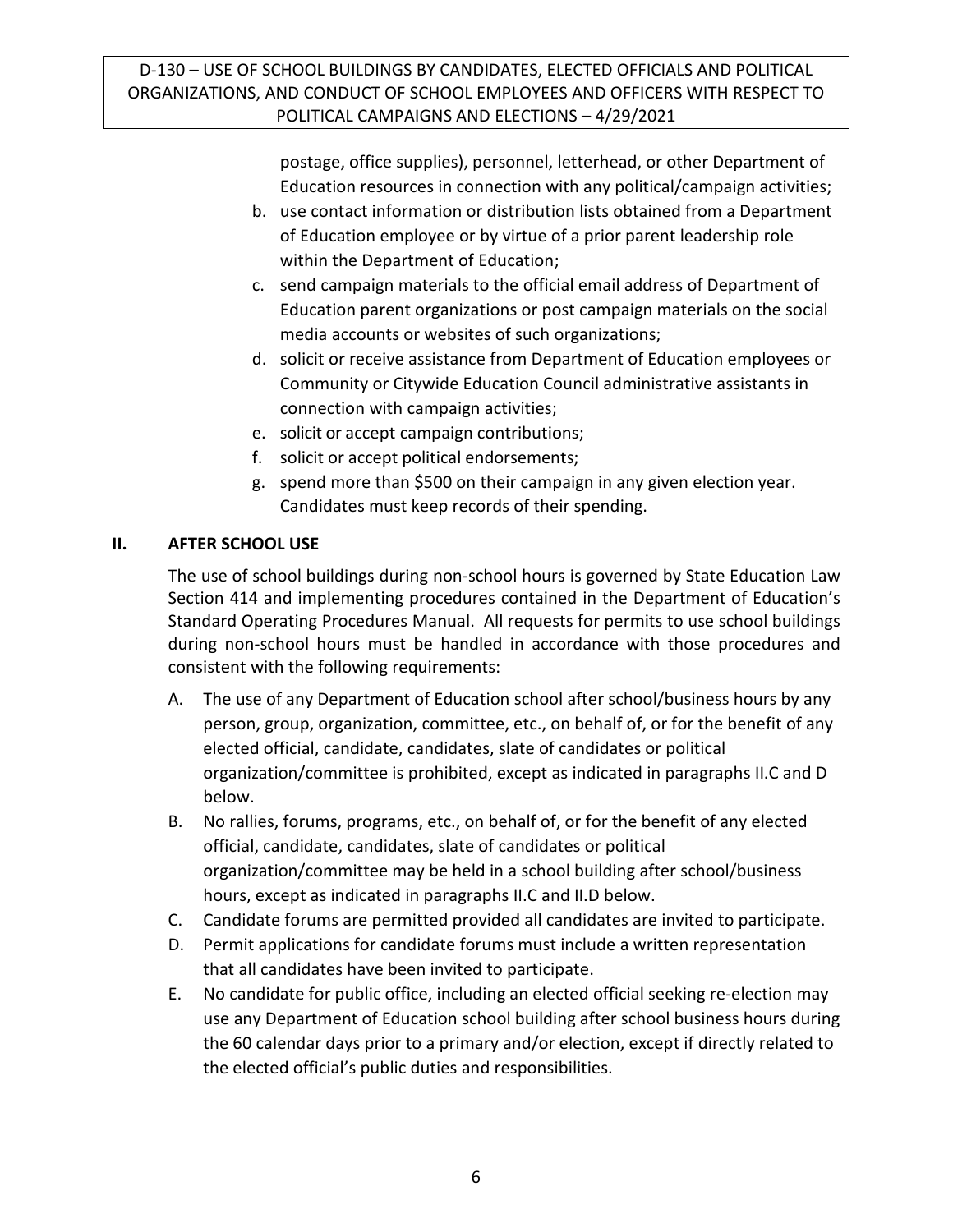postage, office supplies), personnel, letterhead, or other Department of Education resources in connection with any political/campaign activities;

b. use contact information or distribution lists obtained from a Department of Education employee or by virtue of a prior parent leadership role within the Department of Education;
c. send campaign materials to the official email address of Department of Education parent organizations or post campaign materials on the social media accounts or websites of such organizations;
d. solicit or receive assistance from Department of Education employees or Community or Citywide Education Council administrative assistants in connection with campaign activities;
e. solicit or accept campaign contributions;
f. solicit or accept political endorsements;
g. spend more than $500 on their campaign in any given election year. Candidates must keep records of their spending.

## II. AFTER SCHOOL USE

The use of school buildings during non-school hours is governed by State Education Law Section 414 and implementing procedures contained in the Department of Education's Standard Operating Procedures Manual. All requests for permits to use school buildings during non-school hours must be handled in accordance with those procedures and consistent with the following requirements:

A. The use of any Department of Education school after school/business hours by any person, group, organization, committee, etc., on behalf of, or for the benefit of any elected official, candidate, candidates, slate of candidates or political organization/committee is prohibited, except as indicated in paragraphs II.C and D below.
B. No rallies, forums, programs, etc., on behalf of, or for the benefit of any elected official, candidate, candidates, slate of candidates or political organization/committee may be held in a school building after school/business hours, except as indicated in paragraphs II.C and II.D below.
C. Candidate forums are permitted provided all candidates are invited to participate.
D. Permit applications for candidate forums must include a written representation that all candidates have been invited to participate.
E. No candidate for public office, including an elected official seeking re-election may use any Department of Education school building after school business hours during the 60 calendar days prior to a primary and/or election, except if directly related to the elected official's public duties and responsibilities.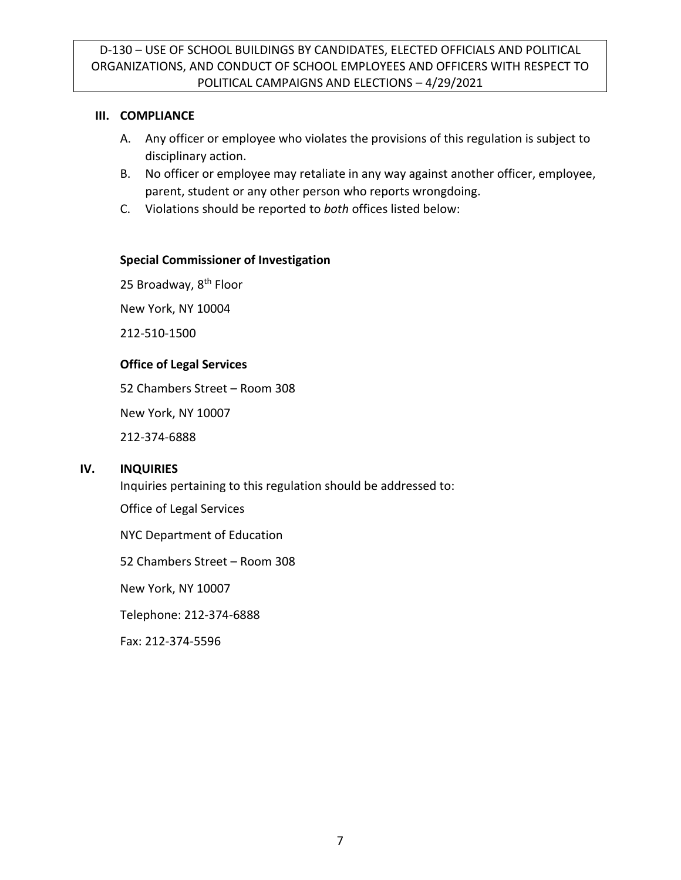## III. COMPLIANCE

A. Any officer or employee who violates the provisions of this regulation is subject to disciplinary action.

B. No officer or employee may retaliate in any way against another officer, employee, parent, student or any other person who reports wrongdoing.

C. Violations should be reported to *both* offices listed below:

**Special Commissioner of Investigation**

25 Broadway, 8th Floor

New York, NY 10004

212-510-1500

**Office of Legal Services**

52 Chambers Street – Room 308

New York, NY 10007

212-374-6888

## IV. INQUIRIES

Inquiries pertaining to this regulation should be addressed to:

Office of Legal Services

NYC Department of Education

52 Chambers Street – Room 308

New York, NY 10007

Telephone: 212-374-6888

Fax: 212-374-5596